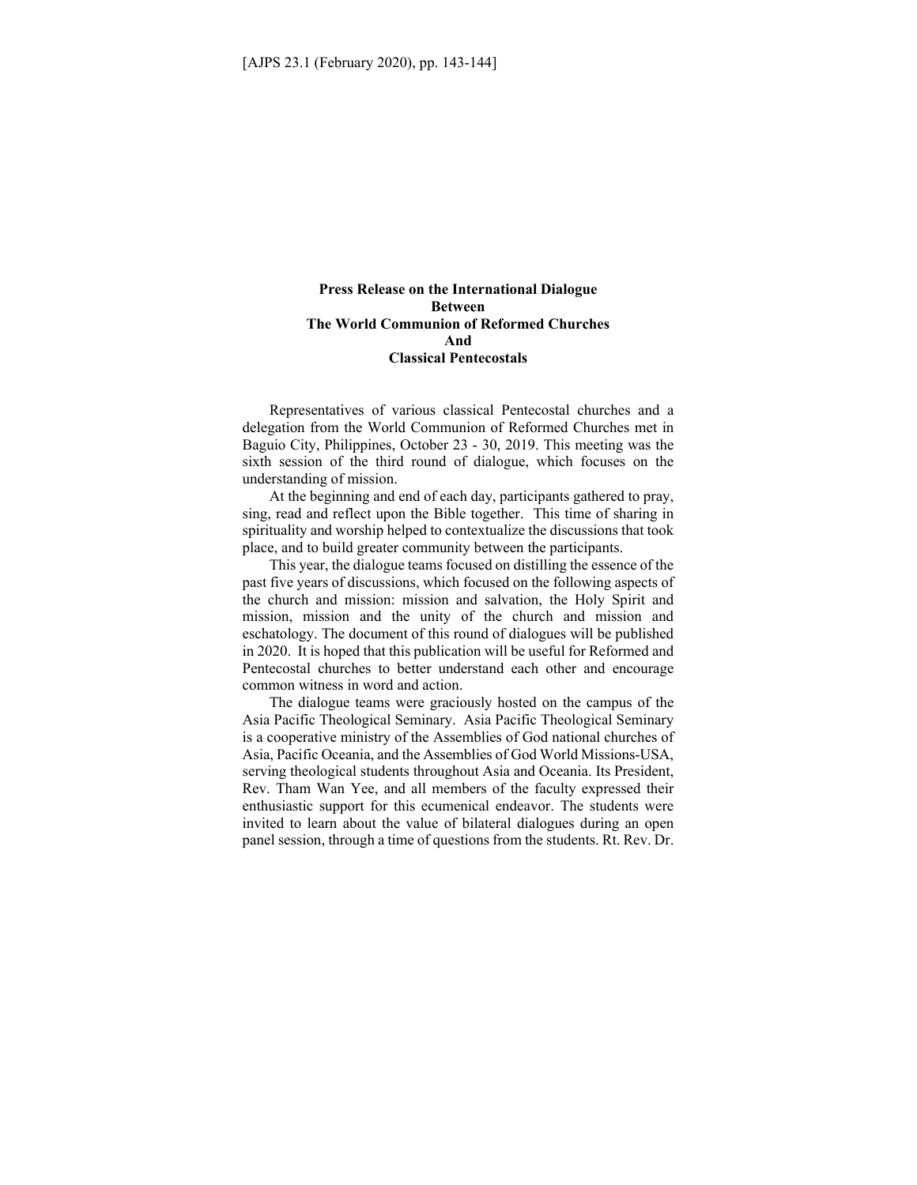# Press Release on the International Dialogue Between The World Communion of Reformed Churches And Classical Pentecostals

Representatives of various classical Pentecostal churches and a delegation from the World Communion of Reformed Churches met in Baguio City, Philippines, October 23 - 30, 2019. This meeting was the sixth session of the third round of dialogue, which focuses on the understanding of mission.

At the beginning and end of each day, participants gathered to pray, sing, read and reflect upon the Bible together. This time of sharing in spirituality and worship helped to contextualize the discussions that took place, and to build greater community between the participants.

This year, the dialogue teams focused on distilling the essence of the past five years of discussions, which focused on the following aspects of the church and mission: mission and salvation, the Holy Spirit and mission, mission and the unity of the church and mission and eschatology. The document of this round of dialogues will be published in 2020. It is hoped that this publication will be useful for Reformed and Pentecostal churches to better understand each other and encourage common witness in word and action.

The dialogue teams were graciously hosted on the campus of the Asia Pacific Theological Seminary. Asia Pacific Theological Seminary is a cooperative ministry of the Assemblies of God national churches of Asia, Pacific Oceania, and the Assemblies of God World Missions-USA, serving theological students throughout Asia and Oceania. Its President, Rev. Tham Wan Yee, and all members of the faculty expressed their enthusiastic support for this ecumenical endeavor. The students were invited to learn about the value of bilateral dialogues during an open panel session, through a time of questions from the students. Rt. Rev. Dr.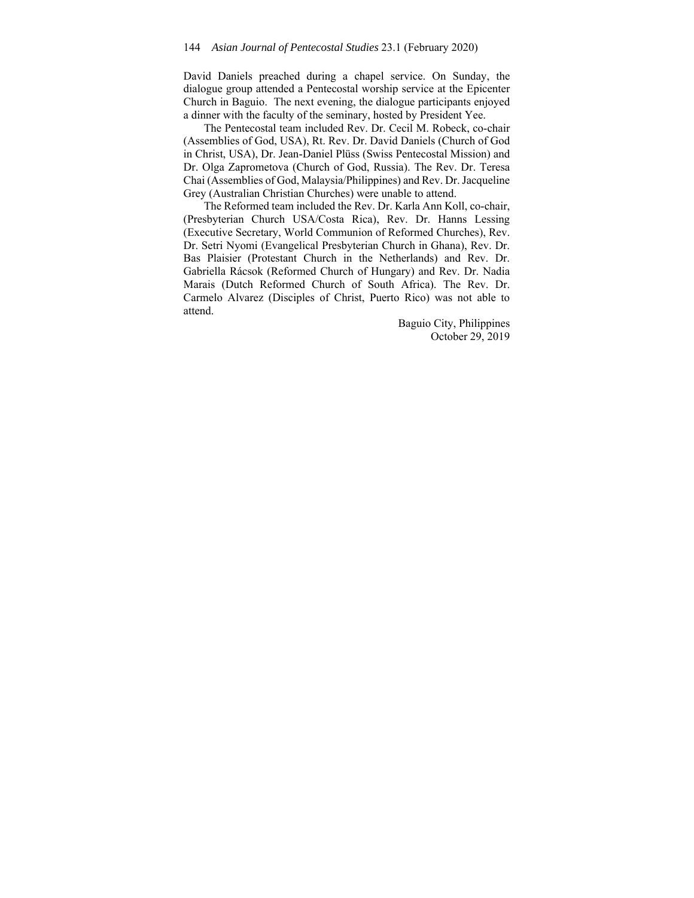David Daniels preached during a chapel service. On Sunday, the dialogue group attended a Pentecostal worship service at the Epicenter Church in Baguio. The next evening, the dialogue participants enjoyed a dinner with the faculty of the seminary, hosted by President Yee.

The Pentecostal team included Rev. Dr. Cecil M. Robeck, co-chair (Assemblies of God, USA), Rt. Rev. Dr. David Daniels (Church of God in Christ, USA), Dr. Jean-Daniel Plüss (Swiss Pentecostal Mission) and Dr. Olga Zaprometova (Church of God, Russia). The Rev. Dr. Teresa Chai (Assemblies of God, Malaysia/Philippines) and Rev. Dr. Jacqueline Grey (Australian Christian Churches) were unable to attend.

The Reformed team included the Rev. Dr. Karla Ann Koll, co-chair, (Presbyterian Church USA/Costa Rica), Rev. Dr. Hanns Lessing (Executive Secretary, World Communion of Reformed Churches), Rev. Dr. Setri Nyomi (Evangelical Presbyterian Church in Ghana), Rev. Dr. Bas Plaisier (Protestant Church in the Netherlands) and Rev. Dr. Gabriella Rácsok (Reformed Church of Hungary) and Rev. Dr. Nadia Marais (Dutch Reformed Church of South Africa). The Rev. Dr. Carmelo Alvarez (Disciples of Christ, Puerto Rico) was not able to attend.

Baguio City, Philippines
October 29, 2019